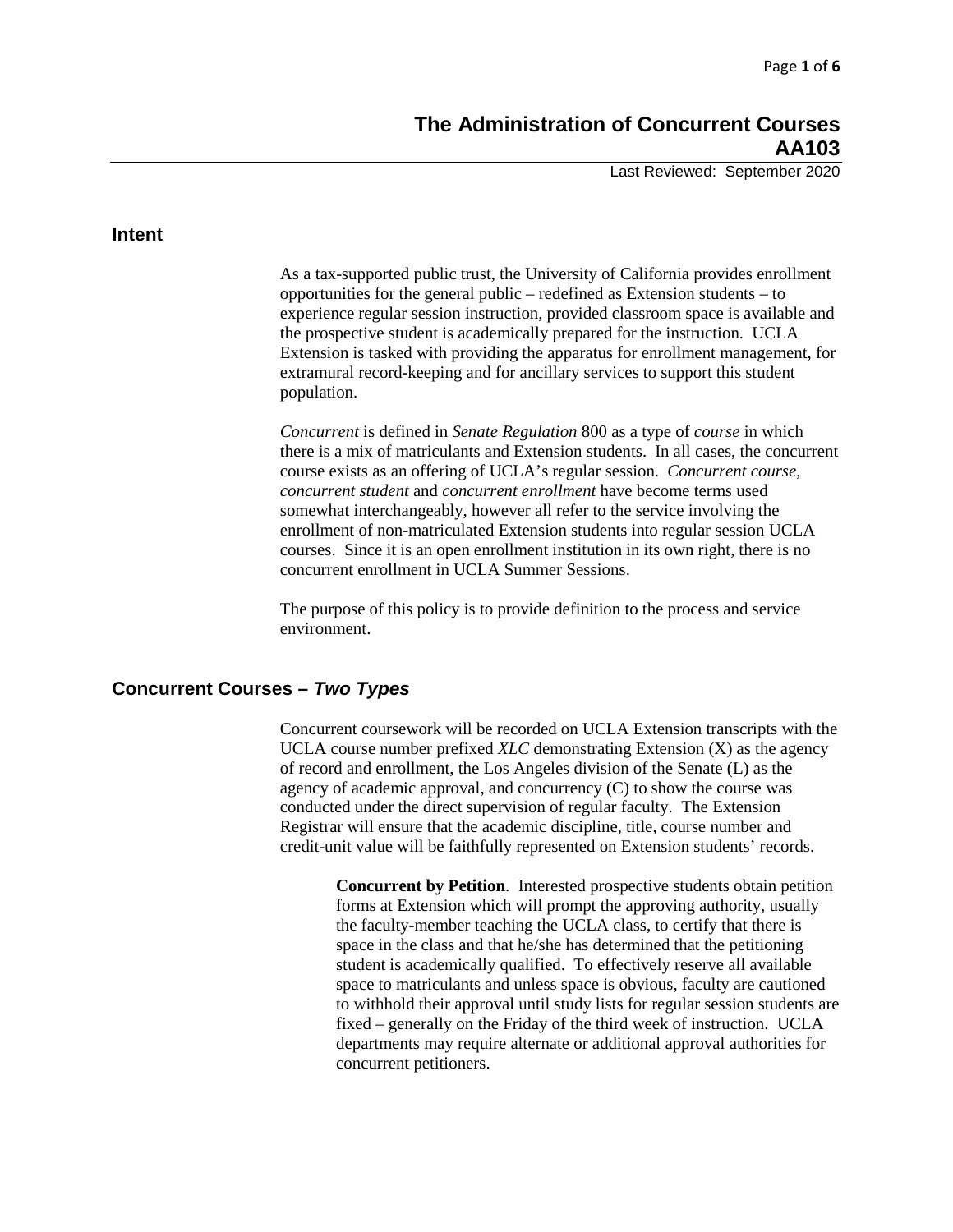# The Administration of Concurrent Courses
# AA103

Last Reviewed: September 2020

## Intent

As a tax-supported public trust, the University of California provides enrollment opportunities for the general public – redefined as Extension students – to experience regular session instruction, provided classroom space is available and the prospective student is academically prepared for the instruction. UCLA Extension is tasked with providing the apparatus for enrollment management, for extramural record-keeping and for ancillary services to support this student population.

*Concurrent* is defined in *Senate Regulation* 800 as a type of *course* in which there is a mix of matriculants and Extension students. In all cases, the concurrent course exists as an offering of UCLA's regular session. *Concurrent course, concurrent student* and *concurrent enrollment* have become terms used somewhat interchangeably, however all refer to the service involving the enrollment of non-matriculated Extension students into regular session UCLA courses. Since it is an open enrollment institution in its own right, there is no concurrent enrollment in UCLA Summer Sessions.

The purpose of this policy is to provide definition to the process and service environment.

## Concurrent Courses – *Two Types*

Concurrent coursework will be recorded on UCLA Extension transcripts with the UCLA course number prefixed *XLC* demonstrating Extension (X) as the agency of record and enrollment, the Los Angeles division of the Senate (L) as the agency of academic approval, and concurrency (C) to show the course was conducted under the direct supervision of regular faculty. The Extension Registrar will ensure that the academic discipline, title, course number and credit-unit value will be faithfully represented on Extension students' records.

**Concurrent by Petition**. Interested prospective students obtain petition forms at Extension which will prompt the approving authority, usually the faculty-member teaching the UCLA class, to certify that there is space in the class and that he/she has determined that the petitioning student is academically qualified. To effectively reserve all available space to matriculants and unless space is obvious, faculty are cautioned to withhold their approval until study lists for regular session students are fixed – generally on the Friday of the third week of instruction. UCLA departments may require alternate or additional approval authorities for concurrent petitioners.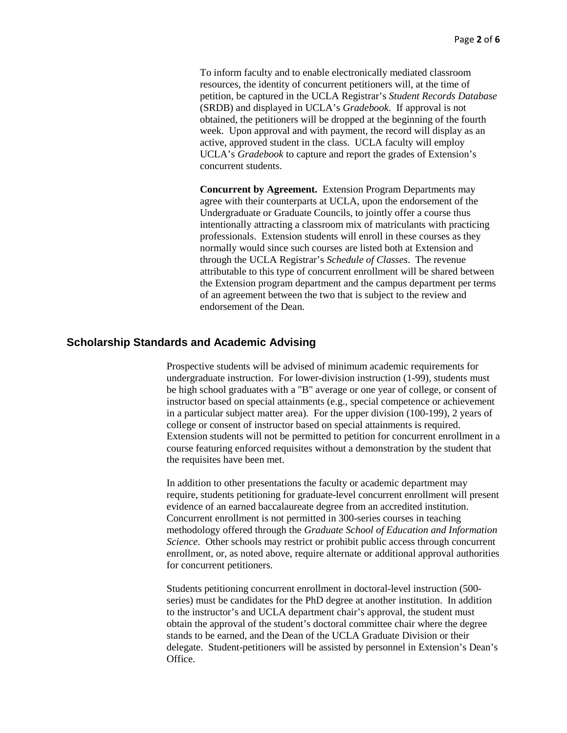To inform faculty and to enable electronically mediated classroom resources, the identity of concurrent petitioners will, at the time of petition, be captured in the UCLA Registrar's *Student Records Database* (SRDB) and displayed in UCLA's *Gradebook*. If approval is not obtained, the petitioners will be dropped at the beginning of the fourth week. Upon approval and with payment, the record will display as an active, approved student in the class. UCLA faculty will employ UCLA's *Gradebook* to capture and report the grades of Extension's concurrent students.

**Concurrent by Agreement.** Extension Program Departments may agree with their counterparts at UCLA, upon the endorsement of the Undergraduate or Graduate Councils, to jointly offer a course thus intentionally attracting a classroom mix of matriculants with practicing professionals. Extension students will enroll in these courses as they normally would since such courses are listed both at Extension and through the UCLA Registrar's *Schedule of Classes*. The revenue attributable to this type of concurrent enrollment will be shared between the Extension program department and the campus department per terms of an agreement between the two that is subject to the review and endorsement of the Dean.

## Scholarship Standards and Academic Advising

Prospective students will be advised of minimum academic requirements for undergraduate instruction. For lower-division instruction (1-99), students must be high school graduates with a "B" average or one year of college, or consent of instructor based on special attainments (e.g., special competence or achievement in a particular subject matter area). For the upper division (100-199), 2 years of college or consent of instructor based on special attainments is required. Extension students will not be permitted to petition for concurrent enrollment in a course featuring enforced requisites without a demonstration by the student that the requisites have been met.

In addition to other presentations the faculty or academic department may require, students petitioning for graduate-level concurrent enrollment will present evidence of an earned baccalaureate degree from an accredited institution. Concurrent enrollment is not permitted in 300-series courses in teaching methodology offered through the *Graduate School of Education and Information Science*. Other schools may restrict or prohibit public access through concurrent enrollment, or, as noted above, require alternate or additional approval authorities for concurrent petitioners.

Students petitioning concurrent enrollment in doctoral-level instruction (500-series) must be candidates for the PhD degree at another institution. In addition to the instructor's and UCLA department chair's approval, the student must obtain the approval of the student's doctoral committee chair where the degree stands to be earned, and the Dean of the UCLA Graduate Division or their delegate. Student-petitioners will be assisted by personnel in Extension's Dean's Office.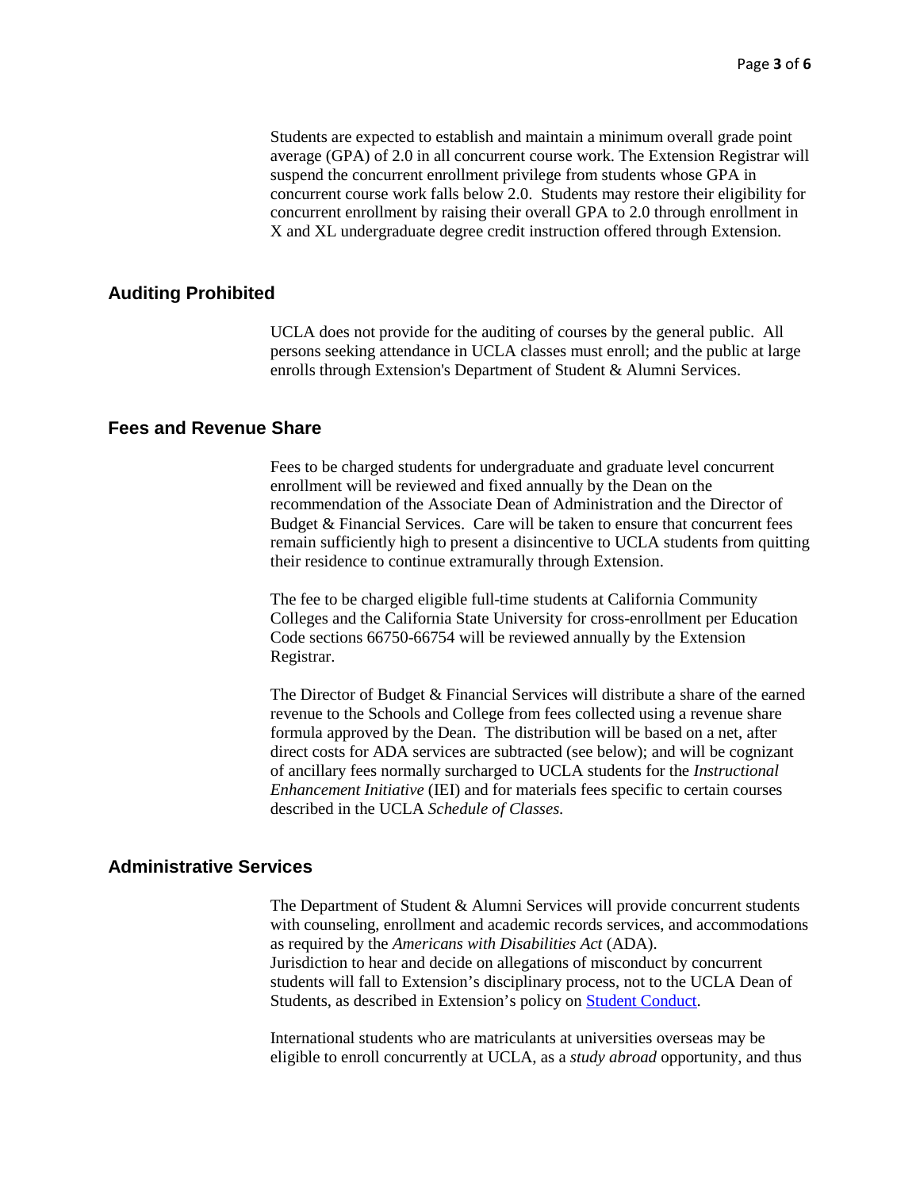Students are expected to establish and maintain a minimum overall grade point average (GPA) of 2.0 in all concurrent course work. The Extension Registrar will suspend the concurrent enrollment privilege from students whose GPA in concurrent course work falls below 2.0. Students may restore their eligibility for concurrent enrollment by raising their overall GPA to 2.0 through enrollment in X and XL undergraduate degree credit instruction offered through Extension.

## Auditing Prohibited

UCLA does not provide for the auditing of courses by the general public. All persons seeking attendance in UCLA classes must enroll; and the public at large enrolls through Extension's Department of Student & Alumni Services.

## Fees and Revenue Share

Fees to be charged students for undergraduate and graduate level concurrent enrollment will be reviewed and fixed annually by the Dean on the recommendation of the Associate Dean of Administration and the Director of Budget & Financial Services. Care will be taken to ensure that concurrent fees remain sufficiently high to present a disincentive to UCLA students from quitting their residence to continue extramurally through Extension.

The fee to be charged eligible full-time students at California Community Colleges and the California State University for cross-enrollment per Education Code sections 66750-66754 will be reviewed annually by the Extension Registrar.

The Director of Budget & Financial Services will distribute a share of the earned revenue to the Schools and College from fees collected using a revenue share formula approved by the Dean. The distribution will be based on a net, after direct costs for ADA services are subtracted (see below); and will be cognizant of ancillary fees normally surcharged to UCLA students for the *Instructional Enhancement Initiative* (IEI) and for materials fees specific to certain courses described in the UCLA *Schedule of Classes*.

## Administrative Services

The Department of Student & Alumni Services will provide concurrent students with counseling, enrollment and academic records services, and accommodations as required by the *Americans with Disabilities Act* (ADA).
Jurisdiction to hear and decide on allegations of misconduct by concurrent students will fall to Extension's disciplinary process, not to the UCLA Dean of Students, as described in Extension's policy on Student Conduct.

International students who are matriculants at universities overseas may be eligible to enroll concurrently at UCLA, as a *study abroad* opportunity, and thus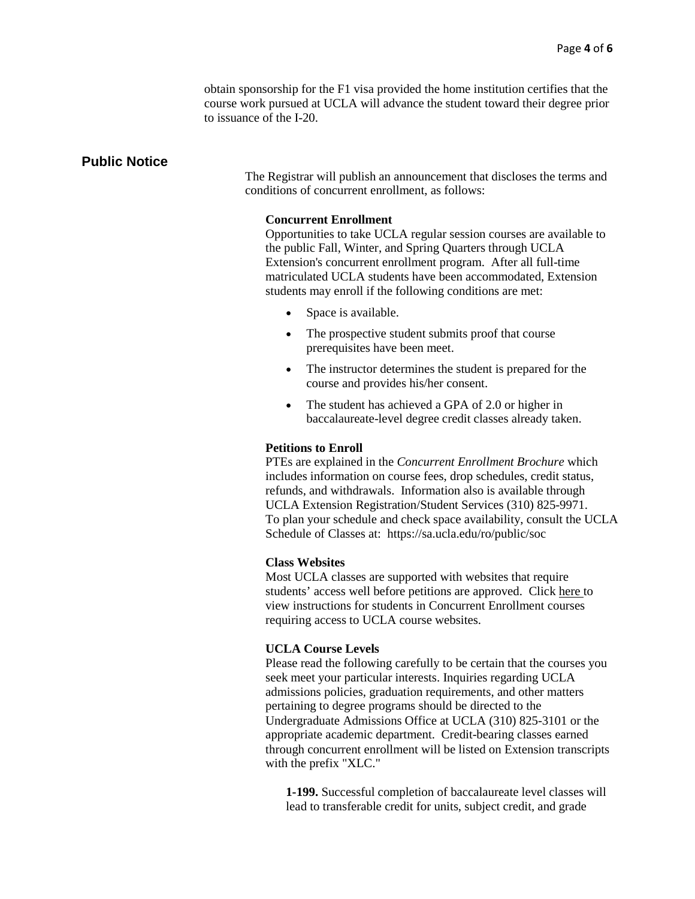obtain sponsorship for the F1 visa provided the home institution certifies that the course work pursued at UCLA will advance the student toward their degree prior to issuance of the I-20.

## Public Notice

The Registrar will publish an announcement that discloses the terms and conditions of concurrent enrollment, as follows:

**Concurrent Enrollment**
Opportunities to take UCLA regular session courses are available to the public Fall, Winter, and Spring Quarters through UCLA Extension's concurrent enrollment program. After all full-time matriculated UCLA students have been accommodated, Extension students may enroll if the following conditions are met:

- Space is available.
- The prospective student submits proof that course prerequisites have been meet.
- The instructor determines the student is prepared for the course and provides his/her consent.
- The student has achieved a GPA of 2.0 or higher in baccalaureate-level degree credit classes already taken.

**Petitions to Enroll**
PTEs are explained in the *Concurrent Enrollment Brochure* which includes information on course fees, drop schedules, credit status, refunds, and withdrawals. Information also is available through UCLA Extension Registration/Student Services (310) 825-9971. To plan your schedule and check space availability, consult the UCLA Schedule of Classes at: https://sa.ucla.edu/ro/public/soc

**Class Websites**
Most UCLA classes are supported with websites that require students' access well before petitions are approved. Click here to view instructions for students in Concurrent Enrollment courses requiring access to UCLA course websites.

**UCLA Course Levels**
Please read the following carefully to be certain that the courses you seek meet your particular interests. Inquiries regarding UCLA admissions policies, graduation requirements, and other matters pertaining to degree programs should be directed to the Undergraduate Admissions Office at UCLA (310) 825-3101 or the appropriate academic department. Credit-bearing classes earned through concurrent enrollment will be listed on Extension transcripts with the prefix "XLC."

**1-199.** Successful completion of baccalaureate level classes will lead to transferable credit for units, subject credit, and grade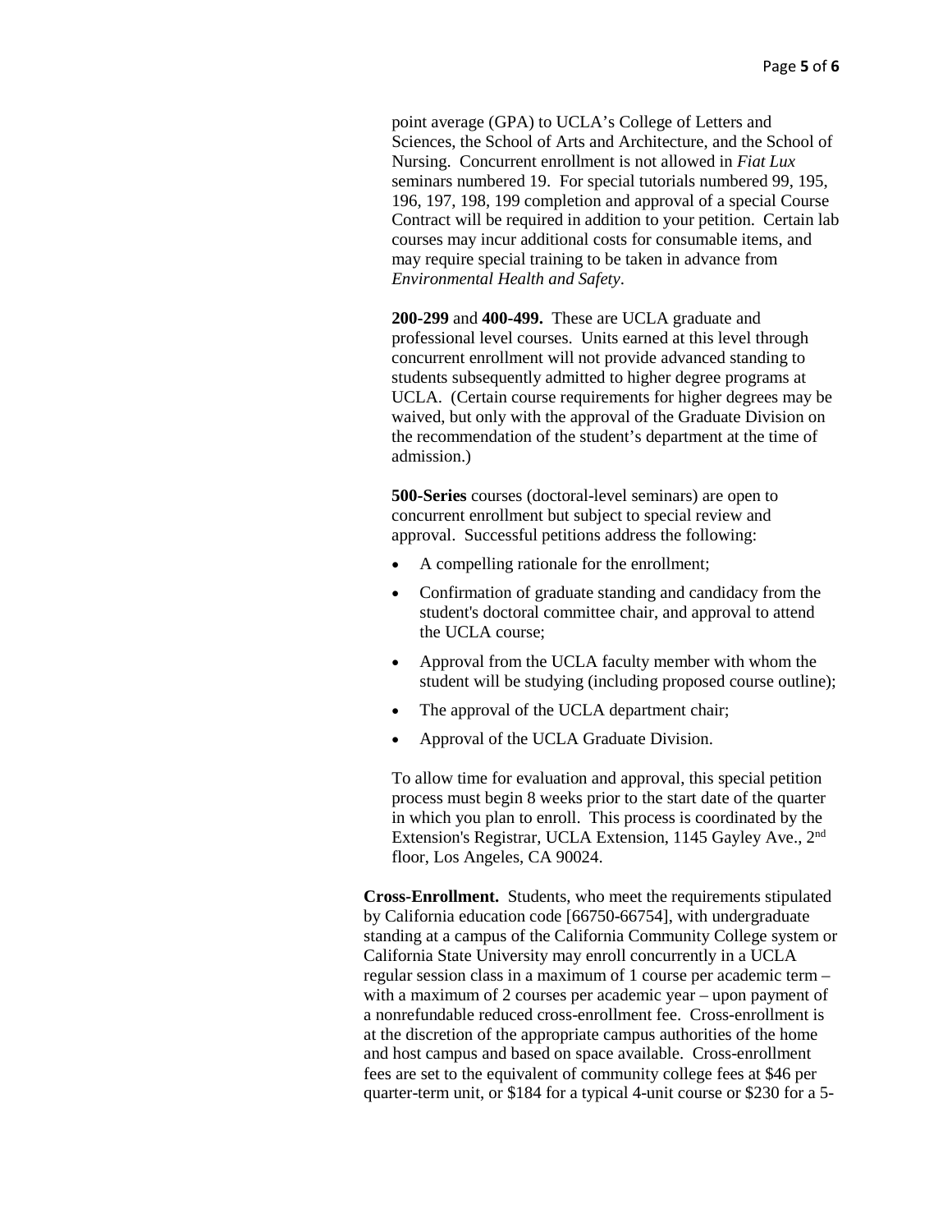point average (GPA) to UCLA's College of Letters and Sciences, the School of Arts and Architecture, and the School of Nursing. Concurrent enrollment is not allowed in *Fiat Lux* seminars numbered 19. For special tutorials numbered 99, 195, 196, 197, 198, 199 completion and approval of a special Course Contract will be required in addition to your petition. Certain lab courses may incur additional costs for consumable items, and may require special training to be taken in advance from *Environmental Health and Safety*.

**200-299** and **400-499.** These are UCLA graduate and professional level courses. Units earned at this level through concurrent enrollment will not provide advanced standing to students subsequently admitted to higher degree programs at UCLA. (Certain course requirements for higher degrees may be waived, but only with the approval of the Graduate Division on the recommendation of the student's department at the time of admission.)

**500-Series** courses (doctoral-level seminars) are open to concurrent enrollment but subject to special review and approval. Successful petitions address the following:

- A compelling rationale for the enrollment;
- Confirmation of graduate standing and candidacy from the student's doctoral committee chair, and approval to attend the UCLA course;
- Approval from the UCLA faculty member with whom the student will be studying (including proposed course outline);
- The approval of the UCLA department chair;
- Approval of the UCLA Graduate Division.

To allow time for evaluation and approval, this special petition process must begin 8 weeks prior to the start date of the quarter in which you plan to enroll. This process is coordinated by the Extension's Registrar, UCLA Extension, 1145 Gayley Ave., 2nd floor, Los Angeles, CA 90024.

**Cross-Enrollment.** Students, who meet the requirements stipulated by California education code [66750-66754], with undergraduate standing at a campus of the California Community College system or California State University may enroll concurrently in a UCLA regular session class in a maximum of 1 course per academic term – with a maximum of 2 courses per academic year – upon payment of a nonrefundable reduced cross-enrollment fee. Cross-enrollment is at the discretion of the appropriate campus authorities of the home and host campus and based on space available. Cross-enrollment fees are set to the equivalent of community college fees at $46 per quarter-term unit, or $184 for a typical 4-unit course or $230 for a 5-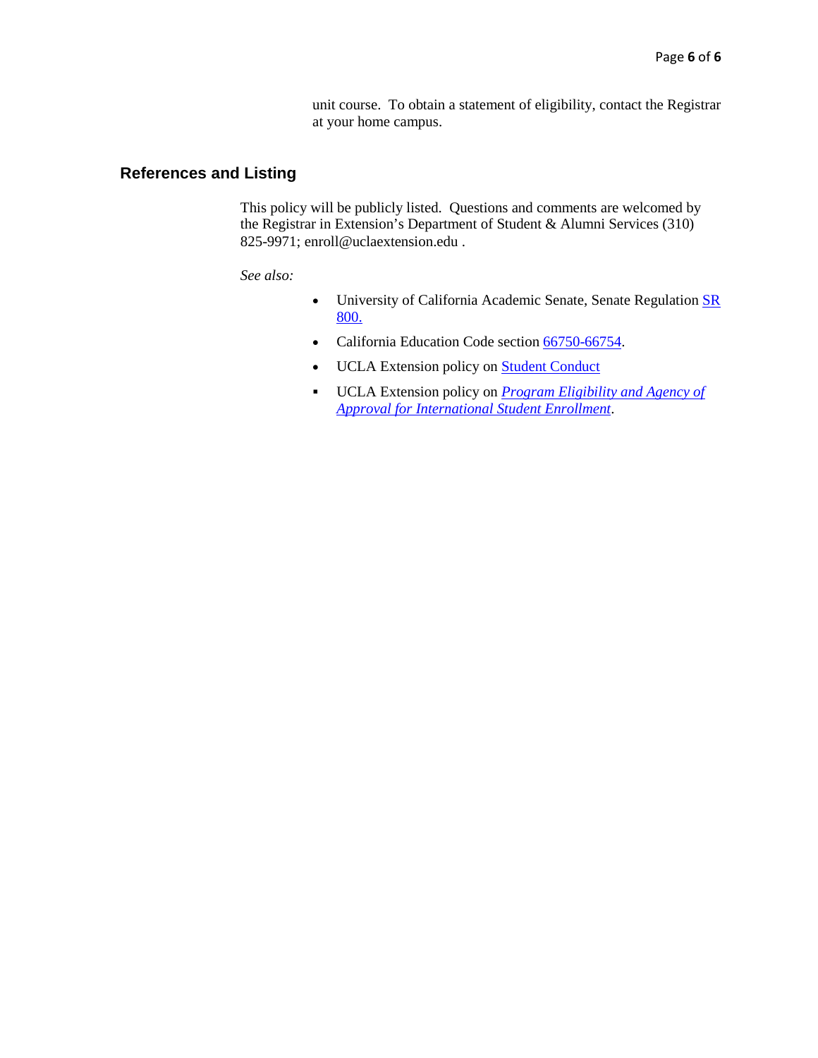unit course. To obtain a statement of eligibility, contact the Registrar at your home campus.

## References and Listing

This policy will be publicly listed. Questions and comments are welcomed by the Registrar in Extension's Department of Student & Alumni Services (310) 825-9971; enroll@uclaextension.edu .

*See also:*

- University of California Academic Senate, Senate Regulation SR 800.
- California Education Code section 66750-66754.
- UCLA Extension policy on Student Conduct
- UCLA Extension policy on *Program Eligibility and Agency of Approval for International Student Enrollment*.